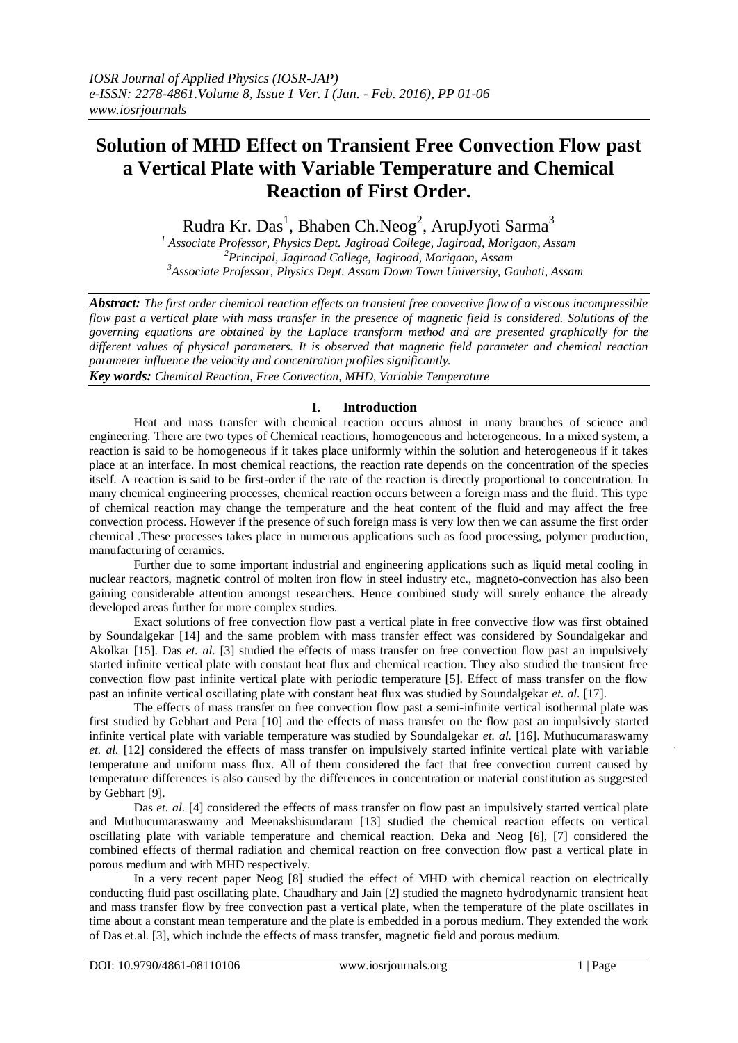# Solution of MHD Effect on Transient Free Convection Flow past a Vertical Plate with Variable Temperature and Chemical Reaction of First Order.

Rudra Kr. Das[1], Bhaben Ch.Neog[2], ArupJyoti Sarma[3]

[1] *Associate Professor, Physics Dept. Jagiroad College, Jagiroad, Morigaon, Assam*
[2] *Principal, Jagiroad College, Jagiroad, Morigaon, Assam*
[3] *Associate Professor, Physics Dept. Assam Down Town University, Gauhati, Assam*

***Abstract:*** *The first order chemical reaction effects on transient free convective flow of a viscous incompressible flow past a vertical plate with mass transfer in the presence of magnetic field is considered. Solutions of the governing equations are obtained by the Laplace transform method and are presented graphically for the different values of physical parameters. It is observed that magnetic field parameter and chemical reaction parameter influence the velocity and concentration profiles significantly.*

***Key words:*** *Chemical Reaction, Free Convection, MHD, Variable Temperature*

## I. Introduction

Heat and mass transfer with chemical reaction occurs almost in many branches of science and engineering. There are two types of Chemical reactions, homogeneous and heterogeneous. In a mixed system, a reaction is said to be homogeneous if it takes place uniformly within the solution and heterogeneous if it takes place at an interface. In most chemical reactions, the reaction rate depends on the concentration of the species itself. A reaction is said to be first-order if the rate of the reaction is directly proportional to concentration. In many chemical engineering processes, chemical reaction occurs between a foreign mass and the fluid. This type of chemical reaction may change the temperature and the heat content of the fluid and may affect the free convection process. However if the presence of such foreign mass is very low then we can assume the first order chemical .These processes takes place in numerous applications such as food processing, polymer production, manufacturing of ceramics.

Further due to some important industrial and engineering applications such as liquid metal cooling in nuclear reactors, magnetic control of molten iron flow in steel industry etc., magneto-convection has also been gaining considerable attention amongst researchers. Hence combined study will surely enhance the already developed areas further for more complex studies.

Exact solutions of free convection flow past a vertical plate in free convective flow was first obtained by Soundalgekar [14] and the same problem with mass transfer effect was considered by Soundalgekar and Akolkar [15]. Das *et. al.* [3] studied the effects of mass transfer on free convection flow past an impulsively started infinite vertical plate with constant heat flux and chemical reaction. They also studied the transient free convection flow past infinite vertical plate with periodic temperature [5]. Effect of mass transfer on the flow past an infinite vertical oscillating plate with constant heat flux was studied by Soundalgekar *et. al.* [17].

The effects of mass transfer on free convection flow past a semi-infinite vertical isothermal plate was first studied by Gebhart and Pera [10] and the effects of mass transfer on the flow past an impulsively started infinite vertical plate with variable temperature was studied by Soundalgekar *et. al.* [16]. Muthucumaraswamy *et. al.* [12] considered the effects of mass transfer on impulsively started infinite vertical plate with variable temperature and uniform mass flux. All of them considered the fact that free convection current caused by temperature differences is also caused by the differences in concentration or material constitution as suggested by Gebhart [9].

Das *et. al.* [4] considered the effects of mass transfer on flow past an impulsively started vertical plate and Muthucumaraswamy and Meenakshisundaram [13] studied the chemical reaction effects on vertical oscillating plate with variable temperature and chemical reaction. Deka and Neog [6], [7] considered the combined effects of thermal radiation and chemical reaction on free convection flow past a vertical plate in porous medium and with MHD respectively.

In a very recent paper Neog [8] studied the effect of MHD with chemical reaction on electrically conducting fluid past oscillating plate. Chaudhary and Jain [2] studied the magneto hydrodynamic transient heat and mass transfer flow by free convection past a vertical plate, when the temperature of the plate oscillates in time about a constant mean temperature and the plate is embedded in a porous medium. They extended the work of Das et.al. [3], which include the effects of mass transfer, magnetic field and porous medium.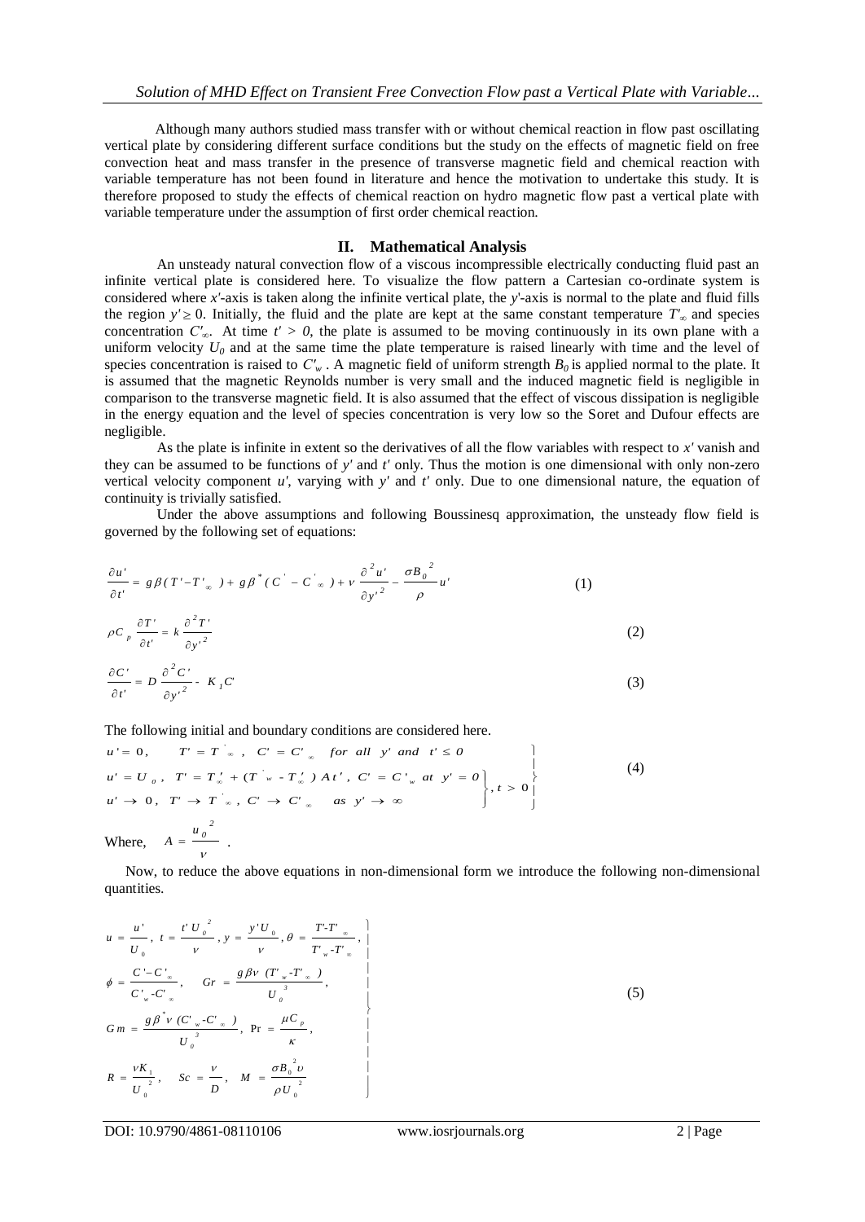Although many authors studied mass transfer with or without chemical reaction in flow past oscillating vertical plate by considering different surface conditions but the study on the effects of magnetic field on free convection heat and mass transfer in the presence of transverse magnetic field and chemical reaction with variable temperature has not been found in literature and hence the motivation to undertake this study. It is therefore proposed to study the effects of chemical reaction on hydro magnetic flow past a vertical plate with variable temperature under the assumption of first order chemical reaction.

## II. Mathematical Analysis

An unsteady natural convection flow of a viscous incompressible electrically conducting fluid past an infinite vertical plate is considered here. To visualize the flow pattern a Cartesian co-ordinate system is considered where $x'$-axis is taken along the infinite vertical plate, the $y'$-axis is normal to the plate and fluid fills the region $y' \geq 0$. Initially, the fluid and the plate are kept at the same constant temperature $T'_\infty$ and species concentration $C'_\infty$. At time $t' > 0$, the plate is assumed to be moving continuously in its own plane with a uniform velocity $U_0$ and at the same time the plate temperature is raised linearly with time and the level of species concentration is raised to $C'_w$. A magnetic field of uniform strength $B_0$ is applied normal to the plate. It is assumed that the magnetic Reynolds number is very small and the induced magnetic field is negligible in comparison to the transverse magnetic field. It is also assumed that the effect of viscous dissipation is negligible in the energy equation and the level of species concentration is very low so the Soret and Dufour effects are negligible.

As the plate is infinite in extent so the derivatives of all the flow variables with respect to $x'$ vanish and they can be assumed to be functions of $y'$ and $t'$ only. Thus the motion is one dimensional with only non-zero vertical velocity component $u'$, varying with $y'$ and $t'$ only. Due to one dimensional nature, the equation of continuity is trivially satisfied.

Under the above assumptions and following Boussinesq approximation, the unsteady flow field is governed by the following set of equations:

$$\frac{\partial u'}{\partial t'} = g\beta(T' - T'_\infty) + g\beta^*(C' - C'_\infty) + \nu\frac{\partial^2 u'}{\partial y'^2} - \frac{\sigma B_0^2}{\rho}u' \tag{1}$$

$$\rho C_p \frac{\partial T'}{\partial t'} = k\frac{\partial^2 T'}{\partial y'^2} \tag{2}$$

$$\frac{\partial C'}{\partial t'} = D\frac{\partial^2 C'}{\partial y'^2} - K_1 C' \tag{3}$$

The following initial and boundary conditions are considered here.

$$\left.\begin{aligned}
&u' = 0, \quad T' = T'_\infty, \quad C' = C'_\infty \quad for\ all\ y'\ and\ t' \leq 0 \\
&\left.\begin{aligned}
&u' = U_0, \quad T' = T'_\infty + (T'_w - T'_\infty)At', \quad C' = C'_w \quad at\ y' = 0 \\
&u' \to 0, \quad T' \to T'_\infty, \quad C' \to C'_\infty \quad as\ y' \to \infty
\end{aligned}\right\}, t > 0
\end{aligned}\right\} \tag{4}$$

Where, $A = \dfrac{u_0^2}{\nu}$ .

Now, to reduce the above equations in non-dimensional form we introduce the following non-dimensional quantities.

$$\left.\begin{aligned}
&u = \frac{u'}{U_0},\ t = \frac{t' U_0^2}{\nu},\ y = \frac{y' U_0}{\nu},\ \theta = \frac{T' - T'_\infty}{T'_w - T'_\infty}, \\
&\phi = \frac{C' - C'_\infty}{C'_w - C'_\infty}, \quad Gr = \frac{g\beta\nu\ (T'_w - T'_\infty)}{U_0^3}, \\
&Gm = \frac{g\beta^*\nu\ (C'_w - C'_\infty)}{U_0^3},\ \Pr = \frac{\mu C_p}{\kappa}, \\
&R = \frac{\nu K_1}{U_0^2}, \quad Sc = \frac{\nu}{D}, \quad M = \frac{\sigma B_0^2 \upsilon}{\rho U_0^2}
\end{aligned}\right\} \tag{5}$$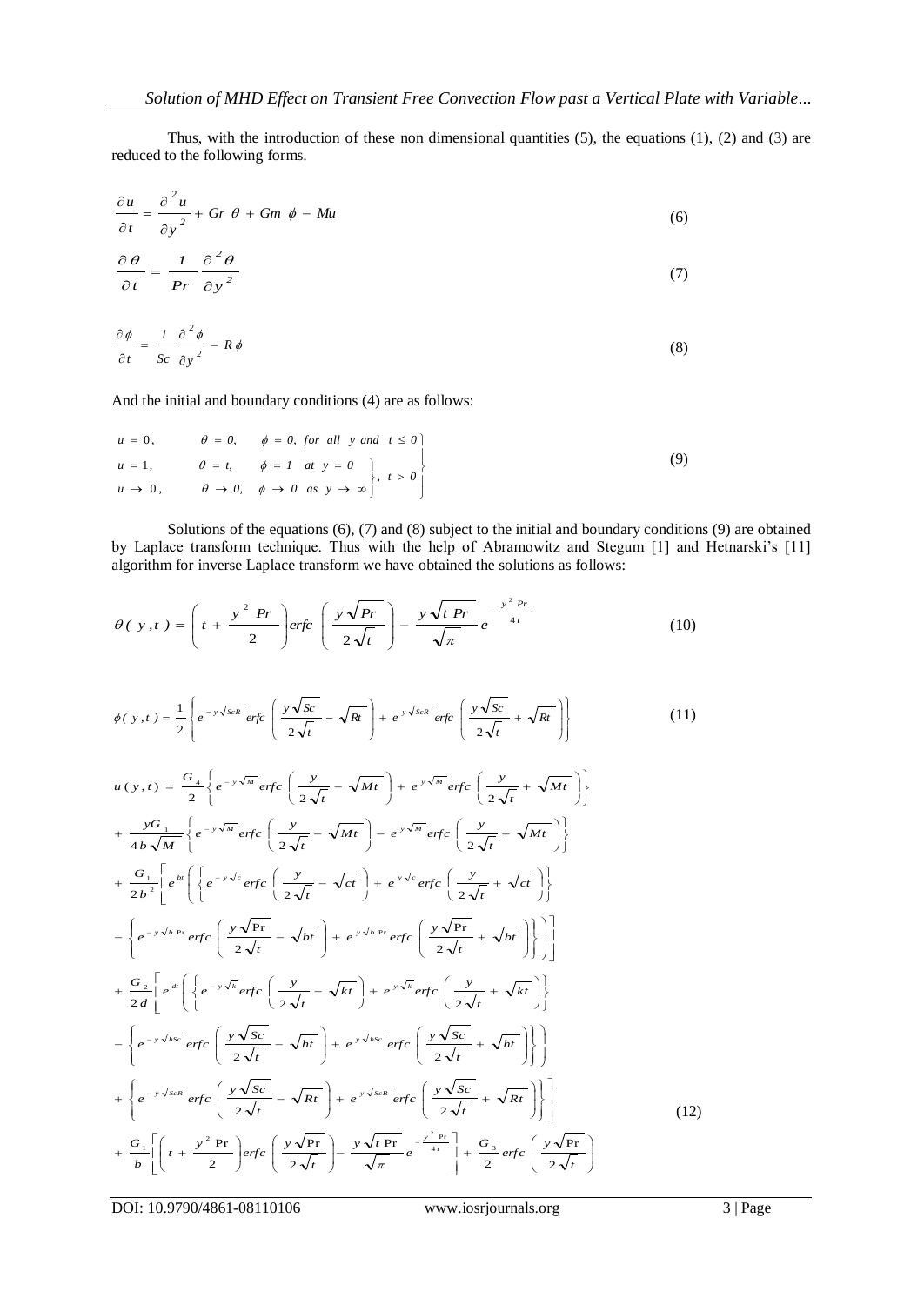Thus, with the introduction of these non dimensional quantities (5), the equations (1), (2) and (3) are reduced to the following forms.

$$\frac{\partial u}{\partial t} = \frac{\partial^2 u}{\partial y^2} + Gr\,\theta + Gm\,\phi - Mu \tag{6}$$

$$\frac{\partial \theta}{\partial t} = \frac{1}{Pr}\frac{\partial^2 \theta}{\partial y^2} \tag{7}$$

$$\frac{\partial \phi}{\partial t} = \frac{1}{Sc}\frac{\partial^2 \phi}{\partial y^2} - R\phi \tag{8}$$

And the initial and boundary conditions (4) are as follows:

$$\left.\begin{array}{lll} u = 0, & \theta = 0, & \phi = 0, \text{ for all } y \text{ and } t \le 0 \\ u = 1, & \theta = t, & \phi = 1 \text{ at } y = 0 \\ u \to 0, & \theta \to 0, & \phi \to 0 \text{ as } y \to \infty \end{array}\right\} \quad t > 0 \tag{9}$$

Solutions of the equations (6), (7) and (8) subject to the initial and boundary conditions (9) are obtained by Laplace transform technique. Thus with the help of Abramowitz and Stegum [1] and Hetnarski's [11] algorithm for inverse Laplace transform we have obtained the solutions as follows:

$$\theta(y,t) = \left(t + \frac{y^2 Pr}{2}\right) erfc\left(\frac{y\sqrt{Pr}}{2\sqrt{t}}\right) - \frac{y\sqrt{t\,Pr}}{\sqrt{\pi}} e^{-\frac{y^2 Pr}{4t}} \tag{10}$$

$$\phi(y,t) = \frac{1}{2}\left\{ e^{-y\sqrt{ScR}}\, erfc\left(\frac{y\sqrt{Sc}}{2\sqrt{t}} - \sqrt{Rt}\right) + e^{y\sqrt{ScR}}\, erfc\left(\frac{y\sqrt{Sc}}{2\sqrt{t}} + \sqrt{Rt}\right)\right\} \tag{11}$$

$$\begin{aligned}
u(y,t) = {} & \frac{G_4}{2}\left\{ e^{-y\sqrt{M}}\, erfc\left(\frac{y}{2\sqrt{t}} - \sqrt{Mt}\right) + e^{y\sqrt{M}}\, erfc\left(\frac{y}{2\sqrt{t}} + \sqrt{Mt}\right)\right\} \\
& + \frac{yG_1}{4b\sqrt{M}}\left\{ e^{-y\sqrt{M}}\, erfc\left(\frac{y}{2\sqrt{t}} - \sqrt{Mt}\right) - e^{y\sqrt{M}}\, erfc\left(\frac{y}{2\sqrt{t}} + \sqrt{Mt}\right)\right\} \\
& + \frac{G_1}{2b^2}\left[ e^{bt}\left(\left\{ e^{-y\sqrt{c}}\, erfc\left(\frac{y}{2\sqrt{t}} - \sqrt{ct}\right) + e^{y\sqrt{c}}\, erfc\left(\frac{y}{2\sqrt{t}} + \sqrt{ct}\right)\right\}\right.\right. \\
& \left.\left. - \left\{ e^{-y\sqrt{b\,Pr}}\, erfc\left(\frac{y\sqrt{Pr}}{2\sqrt{t}} - \sqrt{bt}\right) + e^{y\sqrt{b\,Pr}}\, erfc\left(\frac{y\sqrt{Pr}}{2\sqrt{t}} + \sqrt{bt}\right)\right\}\right)\right] \\
& + \frac{G_2}{2d}\left[ e^{dt}\left(\left\{ e^{-y\sqrt{k}}\, erfc\left(\frac{y}{2\sqrt{t}} - \sqrt{kt}\right) + e^{y\sqrt{k}}\, erfc\left(\frac{y}{2\sqrt{t}} + \sqrt{kt}\right)\right\}\right.\right. \\
& \left. - \left\{ e^{-y\sqrt{hSc}}\, erfc\left(\frac{y\sqrt{Sc}}{2\sqrt{t}} - \sqrt{ht}\right) + e^{y\sqrt{hSc}}\, erfc\left(\frac{y\sqrt{Sc}}{2\sqrt{t}} + \sqrt{ht}\right)\right\}\right) \\
& \left. + \left\{ e^{-y\sqrt{ScR}}\, erfc\left(\frac{y\sqrt{Sc}}{2\sqrt{t}} - \sqrt{Rt}\right) + e^{y\sqrt{ScR}}\, erfc\left(\frac{y\sqrt{Sc}}{2\sqrt{t}} + \sqrt{Rt}\right)\right\}\right] \\
& + \frac{G_1}{b}\left[\left(t + \frac{y^2 Pr}{2}\right) erfc\left(\frac{y\sqrt{Pr}}{2\sqrt{t}}\right) - \frac{y\sqrt{t\,Pr}}{\sqrt{\pi}} e^{-\frac{y^2 Pr}{4t}}\right] + \frac{G_3}{2}\, erfc\left(\frac{y\sqrt{Pr}}{2\sqrt{t}}\right)
\end{aligned} \tag{12}$$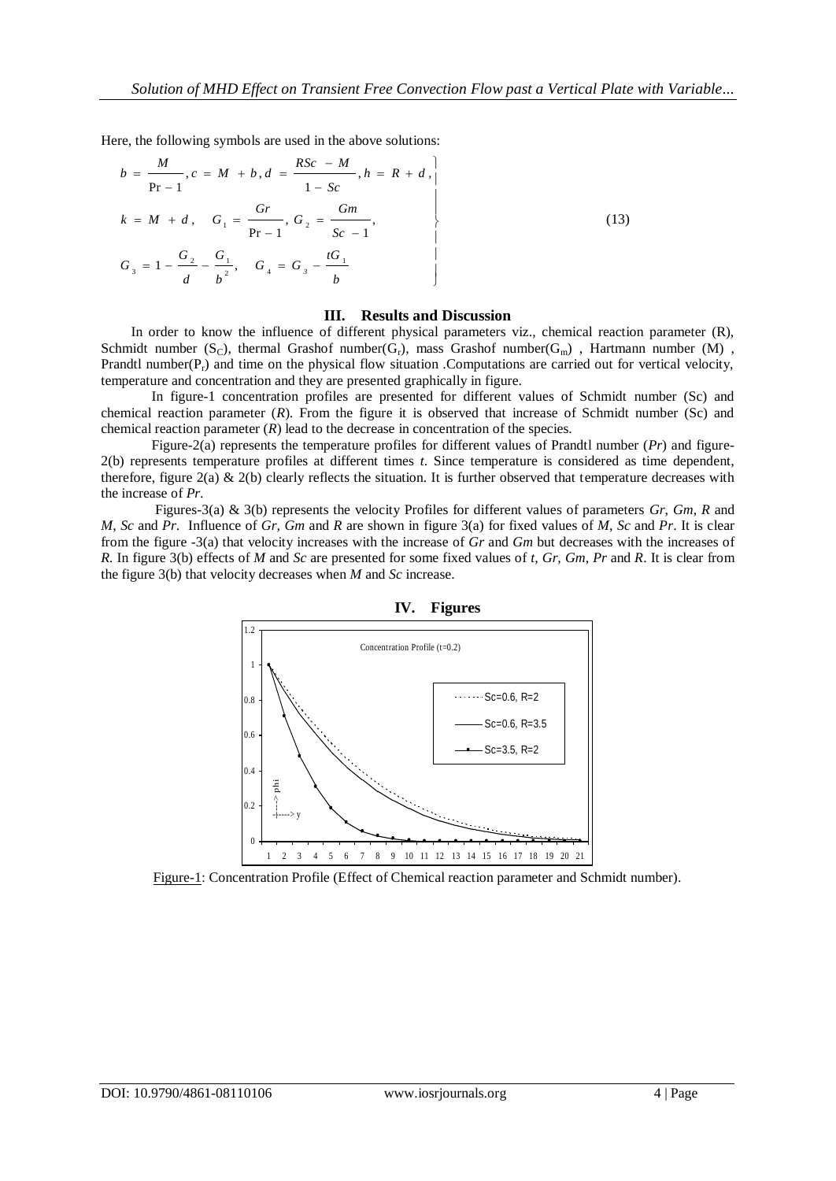Here, the following symbols are used in the above solutions:

$$
\left.
\begin{aligned}
& b = \frac{M}{\Pr - 1}, c = M + b, d = \frac{RSc - M}{1 - Sc}, h = R + d, \\
& k = M + d, \quad G_1 = \frac{Gr}{\Pr - 1}, G_2 = \frac{Gm}{Sc - 1}, \\
& G_3 = 1 - \frac{G_2}{d} - \frac{G_1}{b^2}, \quad G_4 = G_3 - \frac{tG_1}{b}
\end{aligned}
\right\} \tag{13}
$$

## III. Results and Discussion

In order to know the influence of different physical parameters viz., chemical reaction parameter (R), Schmidt number ($S_C$), thermal Grashof number($G_r$), mass Grashof number($G_m$) , Hartmann number (M) , Prandtl number($P_r$) and time on the physical flow situation .Computations are carried out for vertical velocity, temperature and concentration and they are presented graphically in figure.

In figure-1 concentration profiles are presented for different values of Schmidt number (Sc) and chemical reaction parameter (*R*). From the figure it is observed that increase of Schmidt number (Sc) and chemical reaction parameter (*R*) lead to the decrease in concentration of the species.

Figure-2(a) represents the temperature profiles for different values of Prandtl number (*Pr*) and figure-2(b) represents temperature profiles at different times *t*. Since temperature is considered as time dependent, therefore, figure 2(a) & 2(b) clearly reflects the situation. It is further observed that temperature decreases with the increase of *Pr*.

Figures-3(a) & 3(b) represents the velocity Profiles for different values of parameters *Gr, Gm, R* and *M, Sc* and *Pr*. Influence of *Gr, Gm* and *R* are shown in figure 3(a) for fixed values of *M, Sc* and *Pr*. It is clear from the figure -3(a) that velocity increases with the increase of *Gr* and *Gm* but decreases with the increases of *R*. In figure 3(b) effects of *M* and *Sc* are presented for some fixed values of *t, Gr, Gm, Pr* and *R*. It is clear from the figure 3(b) that velocity decreases when *M* and *Sc* increase.

## IV. Figures

Figure-1: Concentration Profile (Effect of Chemical reaction parameter and Schmidt number).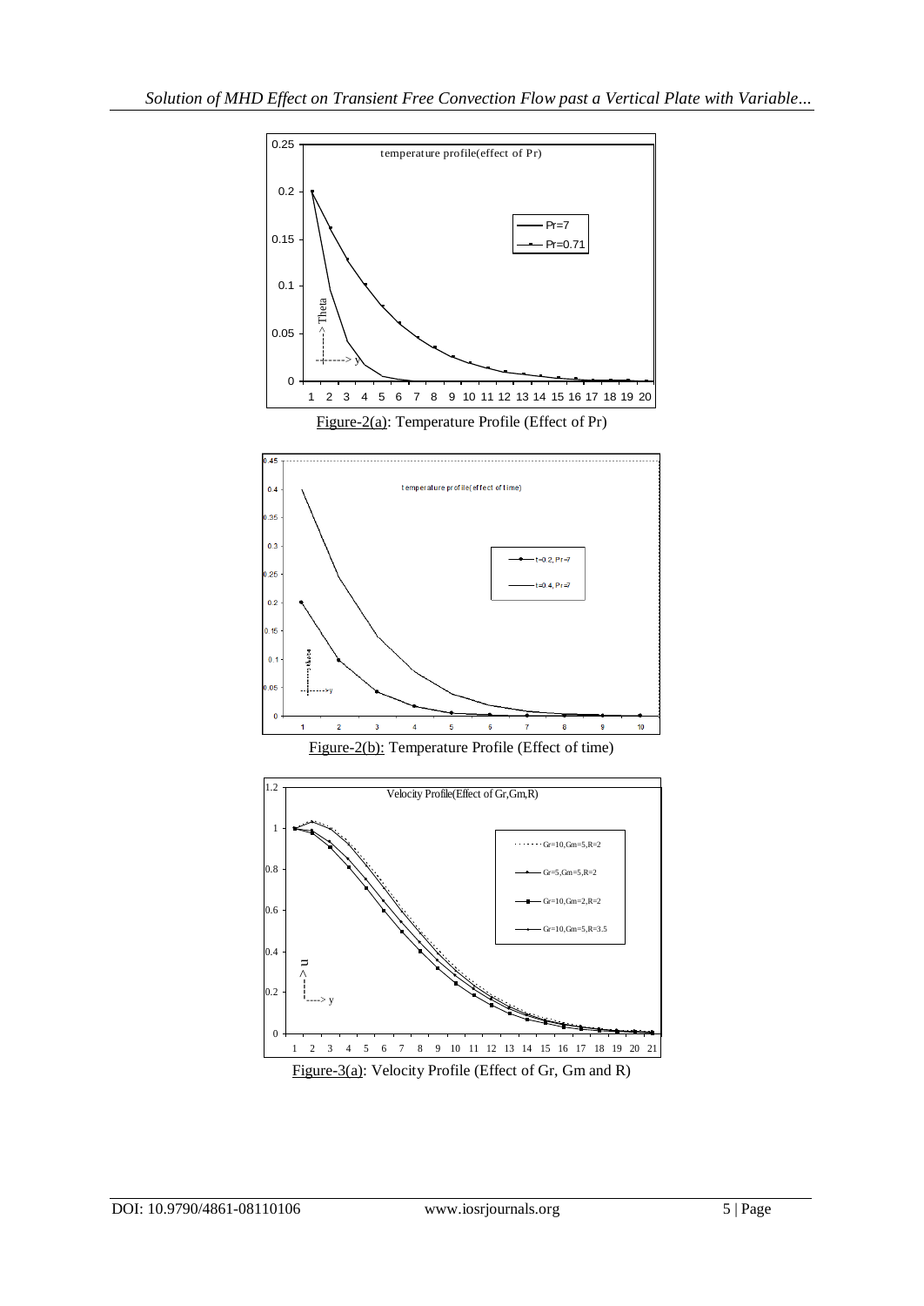Figure-2(a): Temperature Profile (Effect of Pr)

Figure-2(b): Temperature Profile (Effect of time)

Figure-3(a): Velocity Profile (Effect of Gr, Gm and R)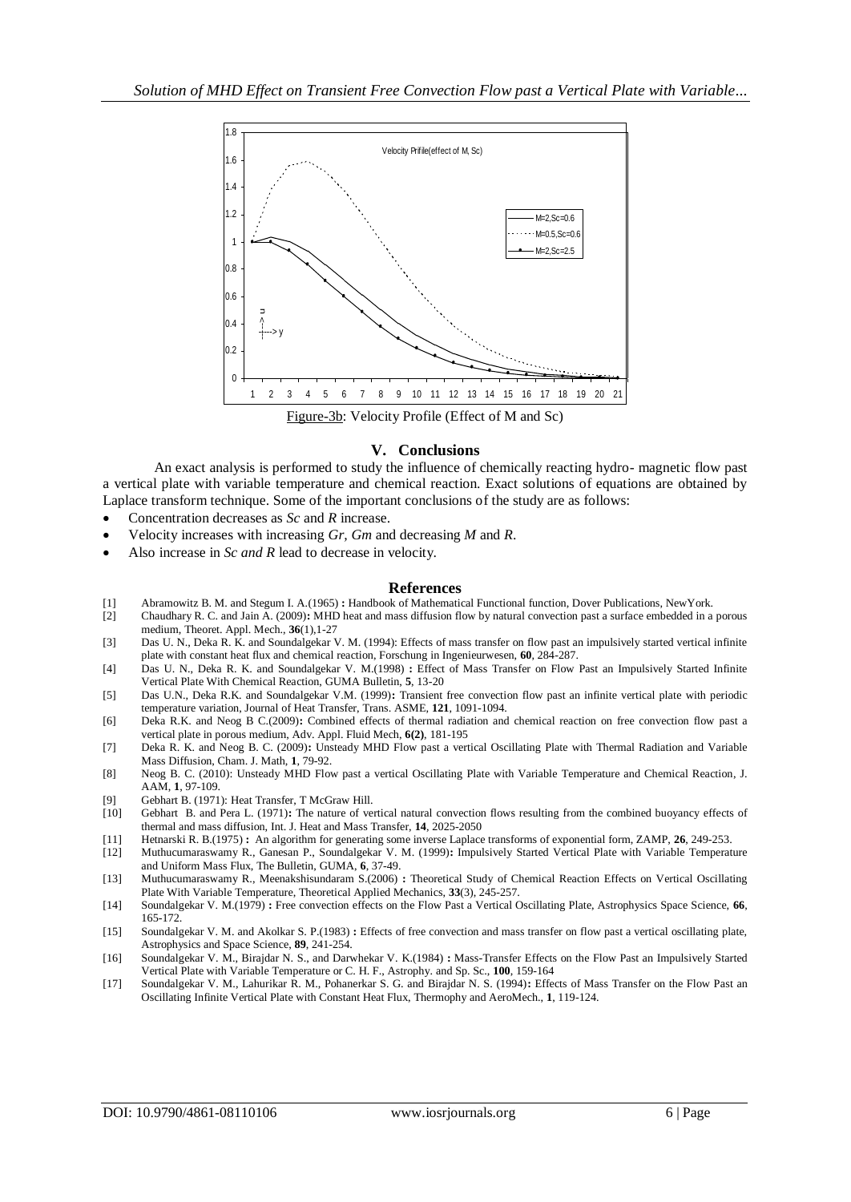1.8
1.6
1.4
1.2
1
0.8
0.6
0.4
0.2
0

1 2 3 4 5 6 7 8 9 10 11 12 13 14 15 16 17 18 19 20 21

Velocity Prifile(effect of M, Sc)

M=2,Sc=0.6
M=0.5,Sc=0.6
M=2,Sc=2.5

u
^
|
|---> y

Figure-3b: Velocity Profile (Effect of M and Sc)

## V. Conclusions

An exact analysis is performed to study the influence of chemically reacting hydro- magnetic flow past a vertical plate with variable temperature and chemical reaction. Exact solutions of equations are obtained by Laplace transform technique. Some of the important conclusions of the study are as follows:

- Concentration decreases as *Sc* and *R* increase.
- Velocity increases with increasing *Gr*, *Gm* and decreasing *M* and *R*.
- Also increase in *Sc and R* lead to decrease in velocity.

## References

[1] Abramowitz B. M. and Stegum I. A.(1965) **:** Handbook of Mathematical Functional function, Dover Publications, NewYork.

[2] Chaudhary R. C. and Jain A. (2009)**:** MHD heat and mass diffusion flow by natural convection past a surface embedded in a porous medium, Theoret. Appl. Mech., **36**(1),1-27

[3] Das U. N., Deka R. K. and Soundalgekar V. M. (1994): Effects of mass transfer on flow past an impulsively started vertical infinite plate with constant heat flux and chemical reaction, Forschung in Ingenieurwesen, **60**, 284-287.

[4] Das U. N., Deka R. K. and Soundalgekar V. M.(1998) **:** Effect of Mass Transfer on Flow Past an Impulsively Started Infinite Vertical Plate With Chemical Reaction, GUMA Bulletin, **5**, 13-20

[5] Das U.N., Deka R.K. and Soundalgekar V.M. (1999)**:** Transient free convection flow past an infinite vertical plate with periodic temperature variation, Journal of Heat Transfer, Trans. ASME, **121**, 1091-1094.

[6] Deka R.K. and Neog B C.(2009)**:** Combined effects of thermal radiation and chemical reaction on free convection flow past a vertical plate in porous medium, Adv. Appl. Fluid Mech, **6(2)**, 181-195

[7] Deka R. K. and Neog B. C. (2009)**:** Unsteady MHD Flow past a vertical Oscillating Plate with Thermal Radiation and Variable Mass Diffusion, Cham. J. Math, **1**, 79-92.

[8] Neog B. C. (2010): Unsteady MHD Flow past a vertical Oscillating Plate with Variable Temperature and Chemical Reaction, J. AAM, **1**, 97-109.

[9] Gebhart B. (1971): Heat Transfer, T McGraw Hill.

[10] Gebhart B. and Pera L. (1971)**:** The nature of vertical natural convection flows resulting from the combined buoyancy effects of thermal and mass diffusion, Int. J. Heat and Mass Transfer, **14**, 2025-2050

[11] Hetnarski R. B.(1975) **:** An algorithm for generating some inverse Laplace transforms of exponential form, ZAMP, **26**, 249-253.

[12] Muthucumaraswamy R., Ganesan P., Soundalgekar V. M. (1999)**:** Impulsively Started Vertical Plate with Variable Temperature and Uniform Mass Flux, The Bulletin, GUMA, **6**, 37-49.

[13] Muthucumaraswamy R., Meenakshisundaram S.(2006) **:** Theoretical Study of Chemical Reaction Effects on Vertical Oscillating Plate With Variable Temperature, Theoretical Applied Mechanics, **33**(3), 245-257.

[14] Soundalgekar V. M.(1979) **:** Free convection effects on the Flow Past a Vertical Oscillating Plate, Astrophysics Space Science, **66**, 165-172.

[15] Soundalgekar V. M. and Akolkar S. P.(1983) **:** Effects of free convection and mass transfer on flow past a vertical oscillating plate, Astrophysics and Space Science, **89**, 241-254.

[16] Soundalgekar V. M., Birajdar N. S., and Darwhekar V. K.(1984) **:** Mass-Transfer Effects on the Flow Past an Impulsively Started Vertical Plate with Variable Temperature or C. H. F., Astrophy. and Sp. Sc., **100**, 159-164

[17] Soundalgekar V. M., Lahurikar R. M., Pohanerkar S. G. and Birajdar N. S. (1994)**:** Effects of Mass Transfer on the Flow Past an Oscillating Infinite Vertical Plate with Constant Heat Flux, Thermophy and AeroMech., **1**, 119-124.